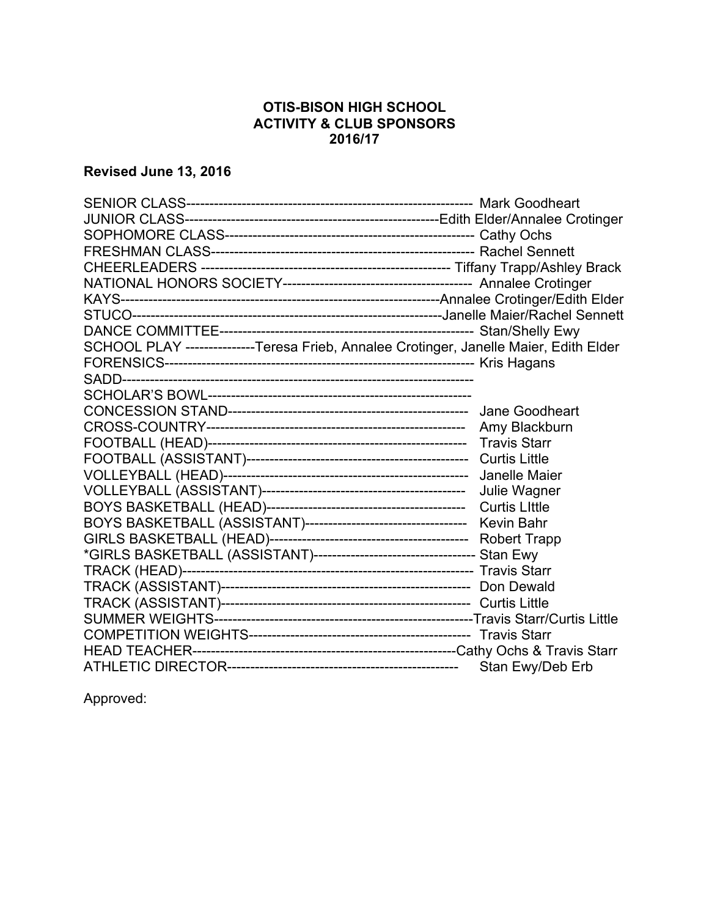**OTIS-BISON HIGH SCHOOL**
**ACTIVITY & CLUB SPONSORS**
**2016/17**

**Revised June 13, 2016**

SENIOR CLASS------------------------------------------------------------ Mark Goodheart
JUNIOR CLASS--------------------------------------------------------Edith Elder/Annalee Crotinger
SOPHOMORE CLASS----------------------------------------------------- Cathy Ochs
FRESHMAN CLASS-------------------------------------------------------- Rachel Sennett
CHEERLEADERS ----------------------------------------------------- Tiffany Trapp/Ashley Brack
NATIONAL HONORS SOCIETY----------------------------------------- Annalee Crotinger
KAYS-------------------------------------------------------------------Annalee Crotinger/Edith Elder
STUCO-----------------------------------------------------------------Janelle Maier/Rachel Sennett
DANCE COMMITTEE------------------------------------------------------ Stan/Shelly Ewy
SCHOOL PLAY ---------------Teresa Frieb, Annalee Crotinger, Janelle Maier, Edith Elder
FORENSICS------------------------------------------------------------------ Kris Hagans
SADD--------------------------------------------------------------------------
SCHOLAR'S BOWL--------------------------------------------------------
CONCESSION STAND---------------------------------------------------- Jane Goodheart
CROSS-COUNTRY-------------------------------------------------------- Amy Blackburn
FOOTBALL (HEAD)--------------------------------------------------------- Travis Starr
FOOTBALL (ASSISTANT)------------------------------------------------ Curtis Little
VOLLEYBALL (HEAD)----------------------------------------------------- Janelle Maier
VOLLEYBALL (ASSISTANT)-------------------------------------------- Julie Wagner
BOYS BASKETBALL (HEAD)------------------------------------------- Curtis LIttle
BOYS BASKETBALL (ASSISTANT)---------------------------------- Kevin Bahr
GIRLS BASKETBALL (HEAD)------------------------------------------ Robert Trapp
*GIRLS BASKETBALL (ASSISTANT)----------------------------------- Stan Ewy
TRACK (HEAD)---------------------------------------------------------------- Travis Starr
TRACK (ASSISTANT)------------------------------------------------------ Don Dewald
TRACK (ASSISTANT)------------------------------------------------------ Curtis Little
SUMMER WEIGHTS-------------------------------------------------------Travis Starr/Curtis Little
COMPETITION WEIGHTS------------------------------------------------ Travis Starr
HEAD TEACHER---------------------------------------------------------Cathy Ochs & Travis Starr
ATHLETIC DIRECTOR------------------------------------------------- Stan Ewy/Deb Erb

Approved: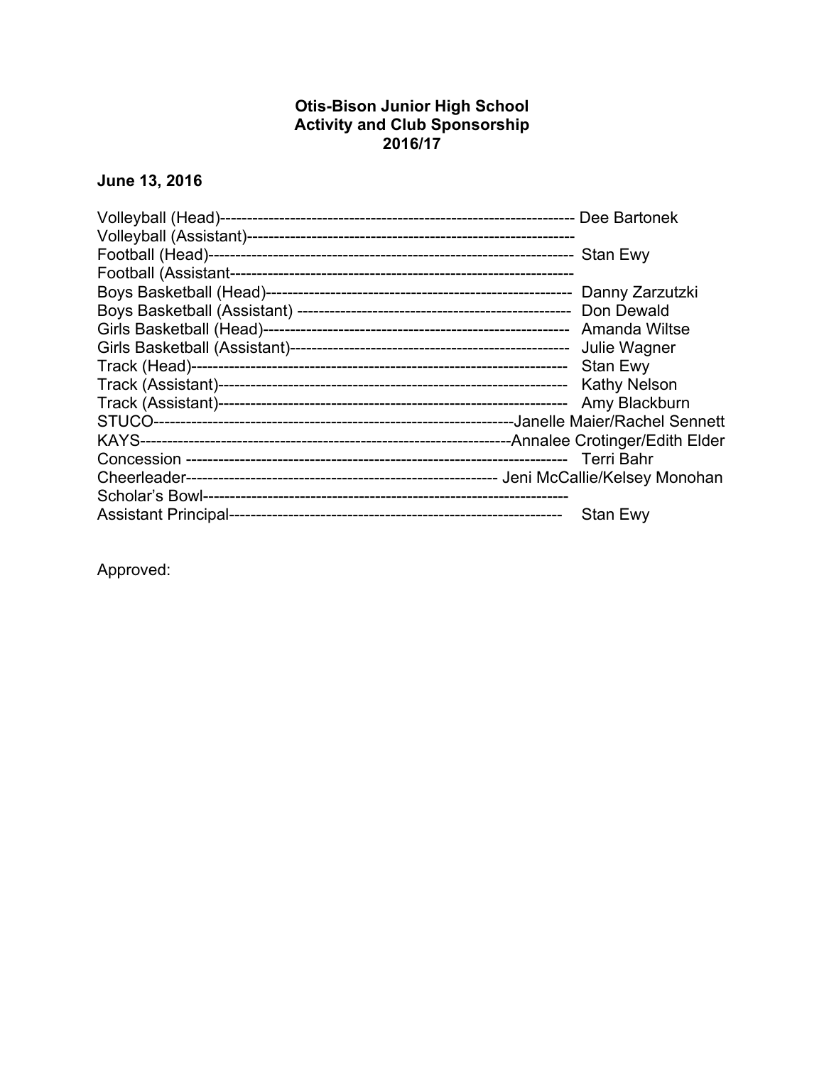**Otis-Bison Junior High School**
**Activity and Club Sponsorship**
**2016/17**

**June 13, 2016**

Volleyball (Head)------------------------------------------------------------------ Dee Bartonek
Volleyball (Assistant)------------------------------------------------------------
Football (Head)-------------------------------------------------------------------- Stan Ewy
Football (Assistant---------------------------------------------------------------
Boys Basketball (Head)--------------------------------------------------------- Danny Zarzutzki
Boys Basketball (Assistant) -------------------------------------------------- Don Dewald
Girls Basketball (Head)-------------------------------------------------------- Amanda Wiltse
Girls Basketball (Assistant)---------------------------------------------------- Julie Wagner
Track (Head)----------------------------------------------------------------------- Stan Ewy
Track (Assistant)------------------------------------------------------------------ Kathy Nelson
Track (Assistant)------------------------------------------------------------------ Amy Blackburn
STUCO------------------------------------------------------------------Janelle Maier/Rachel Sennett
KAYS-------------------------------------------------------------------Annalee Crotinger/Edith Elder
Concession ------------------------------------------------------------------------ Terri Bahr
Cheerleader---------------------------------------------------------- Jeni McCallie/Kelsey Monohan
Scholar's Bowl--------------------------------------------------------------------
Assistant Principal-------------------------------------------------------------- Stan Ewy

Approved: